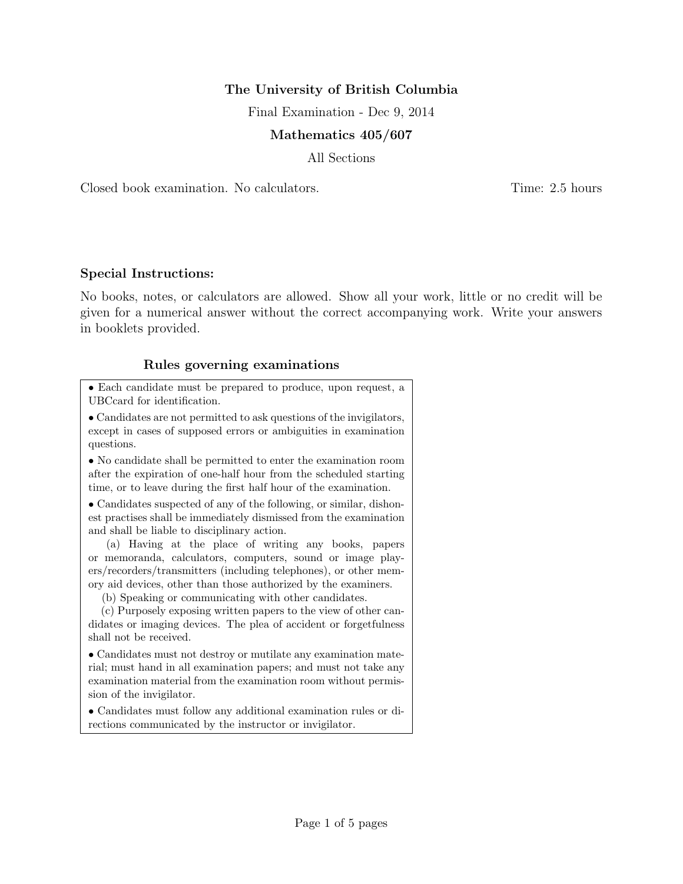**The University of British Columbia**

Final Examination - Dec 9, 2014

**Mathematics 405/607**

All Sections

Closed book examination. No calculators. Time: 2.5 hours

**Special Instructions:**

No books, notes, or calculators are allowed. Show all your work, little or no credit will be given for a numerical answer without the correct accompanying work. Write your answers in booklets provided.

**Rules governing examinations**

- Each candidate must be prepared to produce, upon request, a UBCcard for identification.
- Candidates are not permitted to ask questions of the invigilators, except in cases of supposed errors or ambiguities in examination questions.
- No candidate shall be permitted to enter the examination room after the expiration of one-half hour from the scheduled starting time, or to leave during the first half hour of the examination.
- Candidates suspected of any of the following, or similar, dishonest practises shall be immediately dismissed from the examination and shall be liable to disciplinary action.

  (a) Having at the place of writing any books, papers or memoranda, calculators, computers, sound or image players/recorders/transmitters (including telephones), or other memory aid devices, other than those authorized by the examiners.

  (b) Speaking or communicating with other candidates.

  (c) Purposely exposing written papers to the view of other candidates or imaging devices. The plea of accident or forgetfulness shall not be received.
- Candidates must not destroy or mutilate any examination material; must hand in all examination papers; and must not take any examination material from the examination room without permission of the invigilator.
- Candidates must follow any additional examination rules or directions communicated by the instructor or invigilator.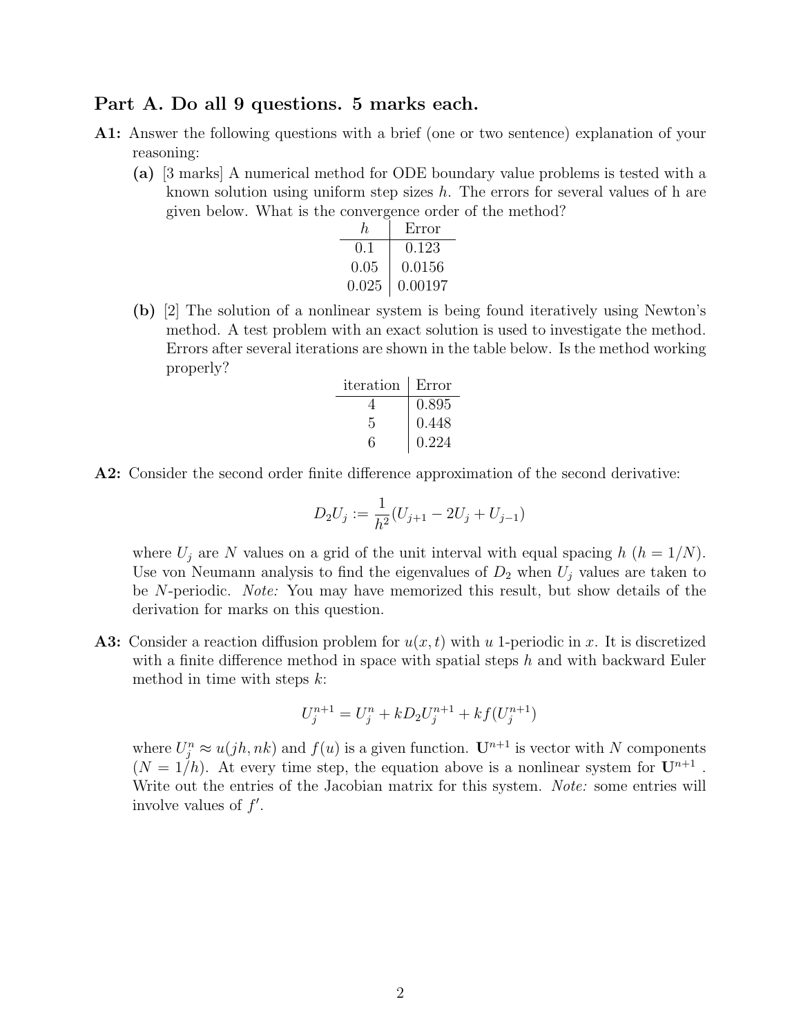## Part A. Do all 9 questions. 5 marks each.

**A1:** Answer the following questions with a brief (one or two sentence) explanation of your reasoning:

**(a)** [3 marks] A numerical method for ODE boundary value problems is tested with a known solution using uniform step sizes $h$. The errors for several values of h are given below. What is the convergence order of the method?

| $h$ | Error |
|---|---|
| 0.1 | 0.123 |
| 0.05 | 0.0156 |
| 0.025 | 0.00197 |

**(b)** [2] The solution of a nonlinear system is being found iteratively using Newton's method. A test problem with an exact solution is used to investigate the method. Errors after several iterations are shown in the table below. Is the method working properly?

| iteration | Error |
|---|---|
| 4 | 0.895 |
| 5 | 0.448 |
| 6 | 0.224 |

**A2:** Consider the second order finite difference approximation of the second derivative:

$$D_2 U_j := \frac{1}{h^2}(U_{j+1} - 2U_j + U_{j-1})$$

where $U_j$ are $N$ values on a grid of the unit interval with equal spacing $h$ ($h = 1/N$). Use von Neumann analysis to find the eigenvalues of $D_2$ when $U_j$ values are taken to be $N$-periodic. *Note:* You may have memorized this result, but show details of the derivation for marks on this question.

**A3:** Consider a reaction diffusion problem for $u(x,t)$ with $u$ 1-periodic in $x$. It is discretized with a finite difference method in space with spatial steps $h$ and with backward Euler method in time with steps $k$:

$$U_j^{n+1} = U_j^n + kD_2 U_j^{n+1} + kf(U_j^{n+1})$$

where $U_j^n \approx u(jh, nk)$ and $f(u)$ is a given function. $\mathbf{U}^{n+1}$ is vector with $N$ components ($N = 1/h$). At every time step, the equation above is a nonlinear system for $\mathbf{U}^{n+1}$. Write out the entries of the Jacobian matrix for this system. *Note:* some entries will involve values of $f'$.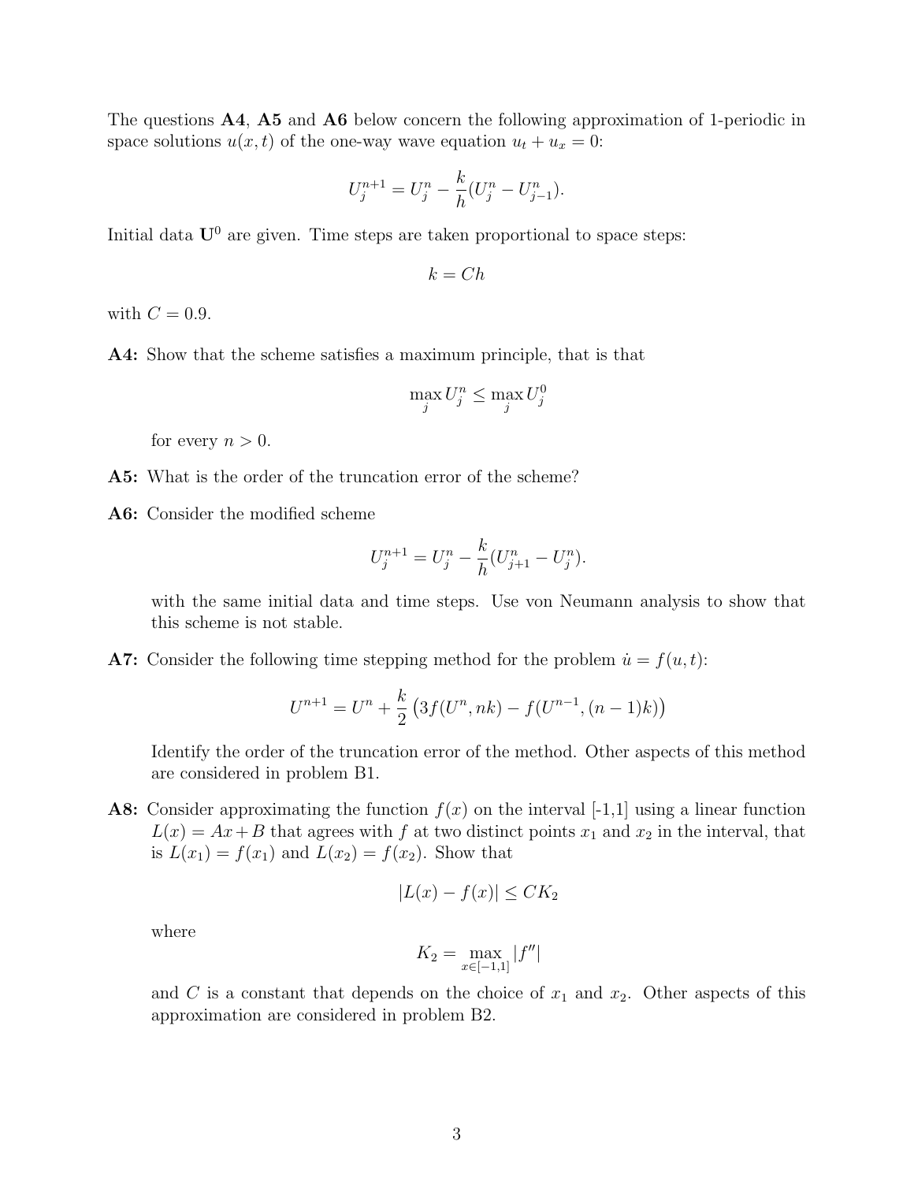The questions **A4**, **A5** and **A6** below concern the following approximation of 1-periodic in space solutions $u(x,t)$ of the one-way wave equation $u_t + u_x = 0$:

$$U_j^{n+1} = U_j^n - \frac{k}{h}(U_j^n - U_{j-1}^n).$$

Initial data $\mathbf{U}^0$ are given. Time steps are taken proportional to space steps:

$$k = Ch$$

with $C = 0.9$.

**A4:** Show that the scheme satisfies a maximum principle, that is that

$$\max_j U_j^n \leq \max_j U_j^0$$

for every $n > 0$.

**A5:** What is the order of the truncation error of the scheme?

**A6:** Consider the modified scheme

$$U_j^{n+1} = U_j^n - \frac{k}{h}(U_{j+1}^n - U_j^n).$$

with the same initial data and time steps. Use von Neumann analysis to show that this scheme is not stable.

**A7:** Consider the following time stepping method for the problem $\dot{u} = f(u,t)$:

$$U^{n+1} = U^n + \frac{k}{2}\left(3f(U^n, nk) - f(U^{n-1}, (n-1)k)\right)$$

Identify the order of the truncation error of the method. Other aspects of this method are considered in problem B1.

**A8:** Consider approximating the function $f(x)$ on the interval [-1,1] using a linear function $L(x) = Ax + B$ that agrees with $f$ at two distinct points $x_1$ and $x_2$ in the interval, that is $L(x_1) = f(x_1)$ and $L(x_2) = f(x_2)$. Show that

$$|L(x) - f(x)| \leq CK_2$$

where

$$K_2 = \max_{x \in [-1,1]} |f''|$$

and $C$ is a constant that depends on the choice of $x_1$ and $x_2$. Other aspects of this approximation are considered in problem B2.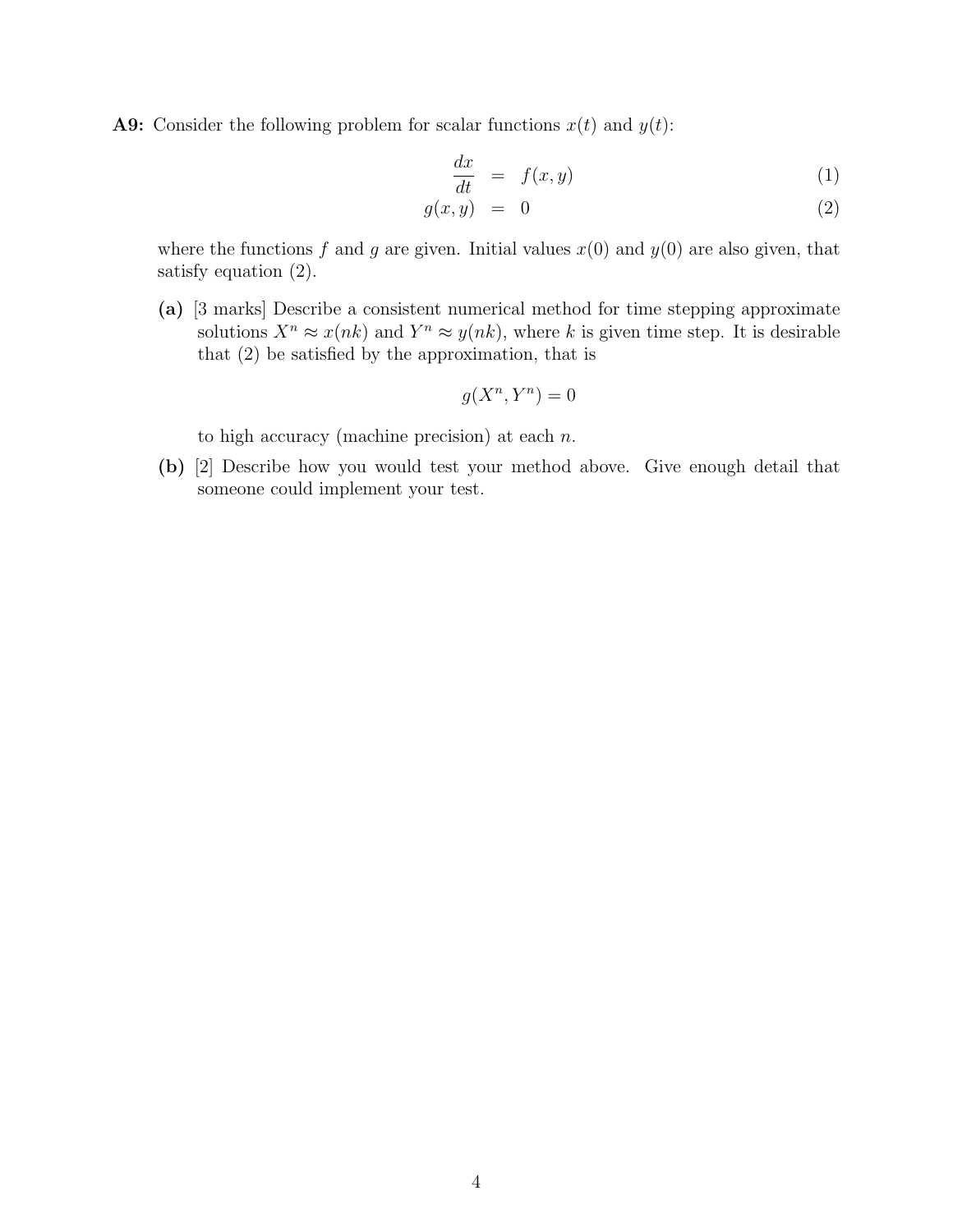**A9:** Consider the following problem for scalar functions $x(t)$ and $y(t)$:

$$
\begin{aligned}
\frac{dx}{dt} &= f(x,y) \qquad (1)\\
g(x,y) &= 0 \qquad (2)
\end{aligned}
$$

where the functions $f$ and $g$ are given. Initial values $x(0)$ and $y(0)$ are also given, that satisfy equation (2).

**(a)** [3 marks] Describe a consistent numerical method for time stepping approximate solutions $X^n \approx x(nk)$ and $Y^n \approx y(nk)$, where $k$ is given time step. It is desirable that (2) be satisfied by the approximation, that is

$$g(X^n, Y^n) = 0$$

to high accuracy (machine precision) at each $n$.

**(b)** [2] Describe how you would test your method above. Give enough detail that someone could implement your test.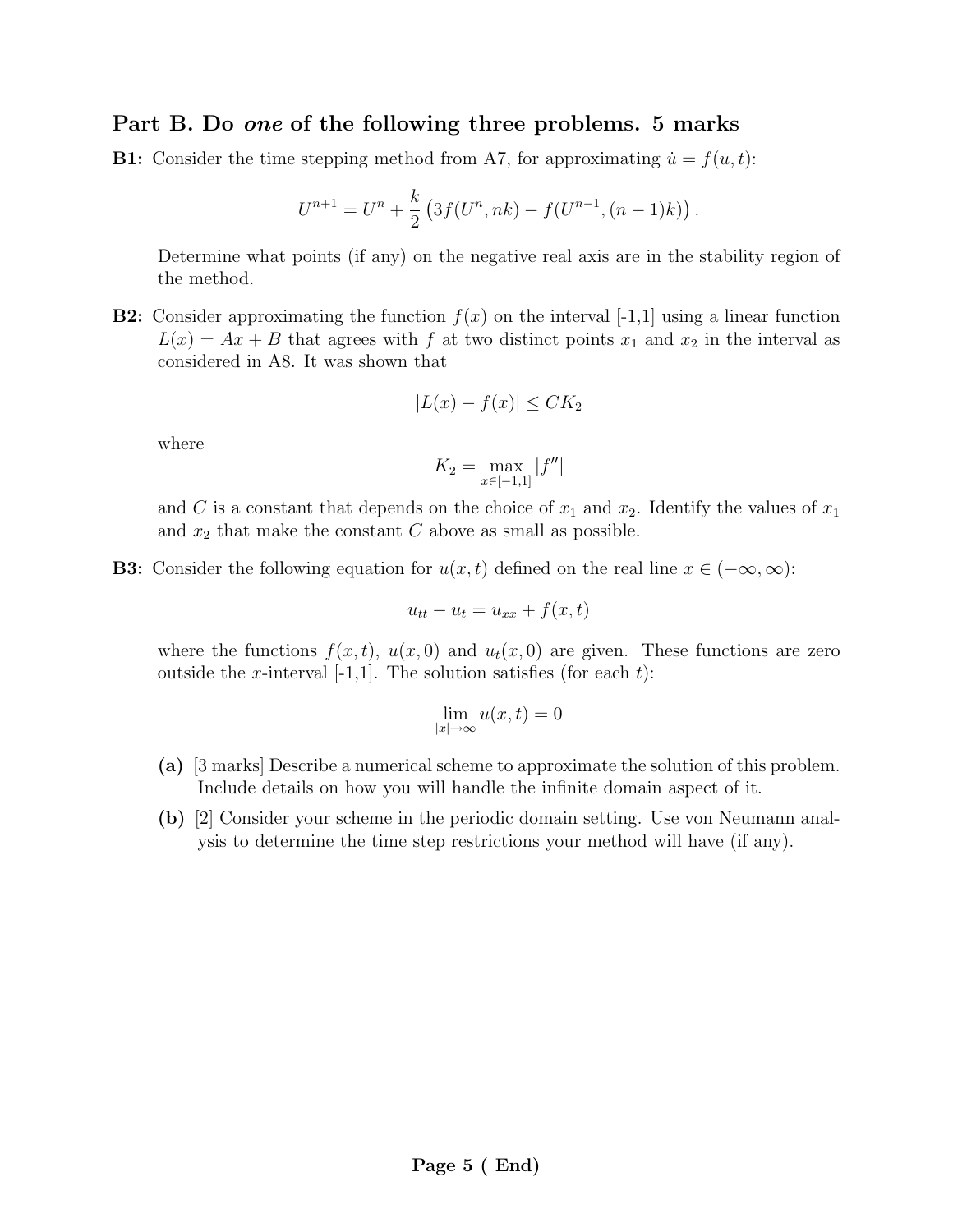## Part B. Do *one* of the following three problems. 5 marks

**B1:** Consider the time stepping method from A7, for approximating $\dot{u} = f(u,t)$:

$$U^{n+1} = U^n + \frac{k}{2}\left(3f(U^n, nk) - f(U^{n-1}, (n-1)k)\right).$$

Determine what points (if any) on the negative real axis are in the stability region of the method.

**B2:** Consider approximating the function $f(x)$ on the interval [-1,1] using a linear function $L(x) = Ax + B$ that agrees with $f$ at two distinct points $x_1$ and $x_2$ in the interval as considered in A8. It was shown that

$$|L(x) - f(x)| \leq CK_2$$

where

$$K_2 = \max_{x \in [-1,1]} |f''|$$

and $C$ is a constant that depends on the choice of $x_1$ and $x_2$. Identify the values of $x_1$ and $x_2$ that make the constant $C$ above as small as possible.

**B3:** Consider the following equation for $u(x,t)$ defined on the real line $x \in (-\infty, \infty)$:

$$u_{tt} - u_t = u_{xx} + f(x,t)$$

where the functions $f(x,t)$, $u(x,0)$ and $u_t(x,0)$ are given. These functions are zero outside the $x$-interval [-1,1]. The solution satisfies (for each $t$):

$$\lim_{|x| \to \infty} u(x,t) = 0$$

**(a)** [3 marks] Describe a numerical scheme to approximate the solution of this problem. Include details on how you will handle the infinite domain aspect of it.

**(b)** [2] Consider your scheme in the periodic domain setting. Use von Neumann analysis to determine the time step restrictions your method will have (if any).